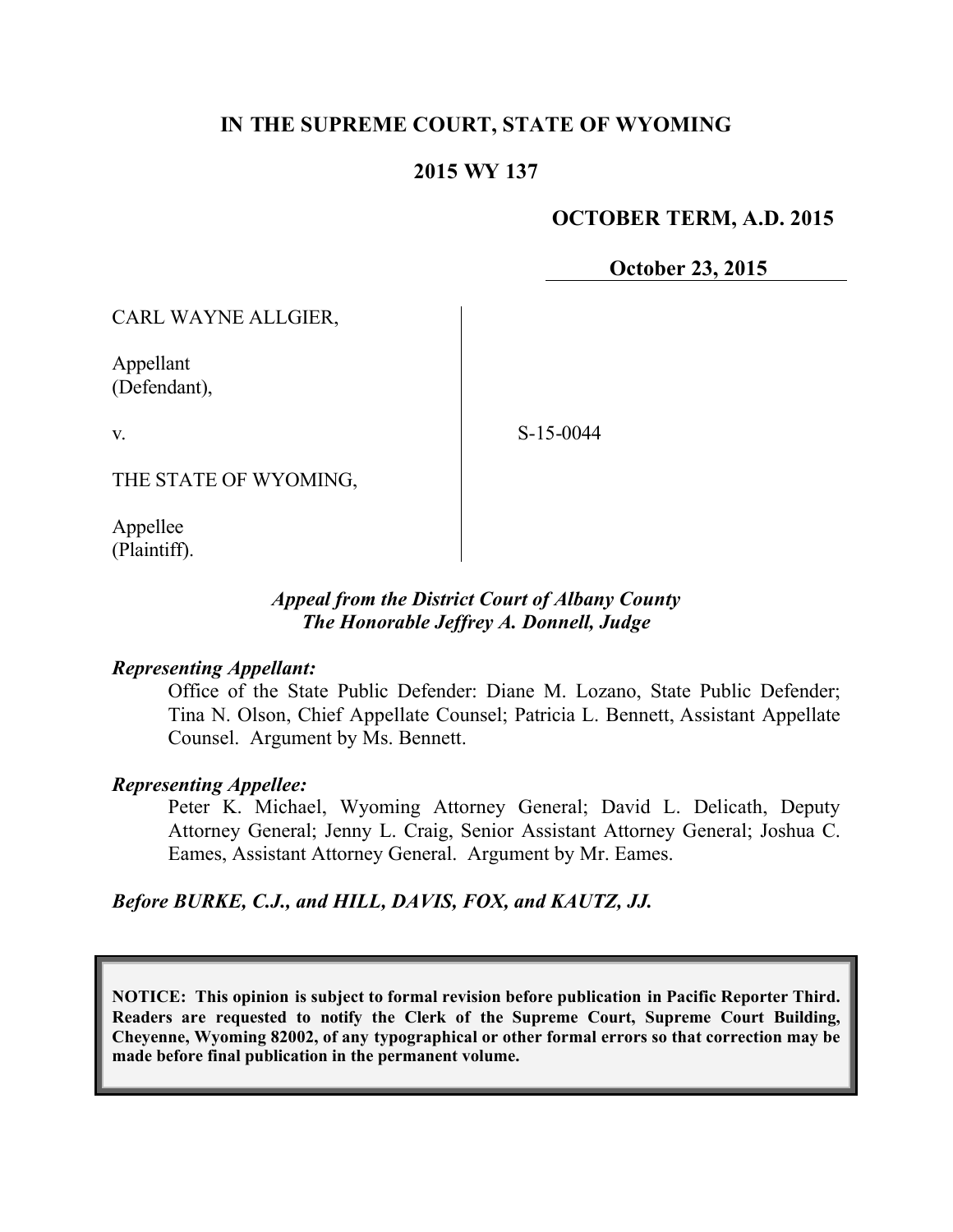**IN THE SUPREME COURT, STATE OF WYOMING**

**2015 WY 137**

**OCTOBER TERM, A.D. 2015**

**October 23, 2015**

CARL WAYNE ALLGIER,

Appellant
(Defendant),

v.

THE STATE OF WYOMING,

Appellee
(Plaintiff).

S-15-0044

***Appeal from the District Court of Albany County***
***The Honorable Jeffrey A. Donnell, Judge***

***Representing Appellant:***

Office of the State Public Defender: Diane M. Lozano, State Public Defender; Tina N. Olson, Chief Appellate Counsel; Patricia L. Bennett, Assistant Appellate Counsel. Argument by Ms. Bennett.

***Representing Appellee:***

Peter K. Michael, Wyoming Attorney General; David L. Delicath, Deputy Attorney General; Jenny L. Craig, Senior Assistant Attorney General; Joshua C. Eames, Assistant Attorney General. Argument by Mr. Eames.

***Before BURKE, C.J., and HILL, DAVIS, FOX, and KAUTZ, JJ.***

**NOTICE: This opinion is subject to formal revision before publication in Pacific Reporter Third. Readers are requested to notify the Clerk of the Supreme Court, Supreme Court Building, Cheyenne, Wyoming 82002, of any typographical or other formal errors so that correction may be made before final publication in the permanent volume.**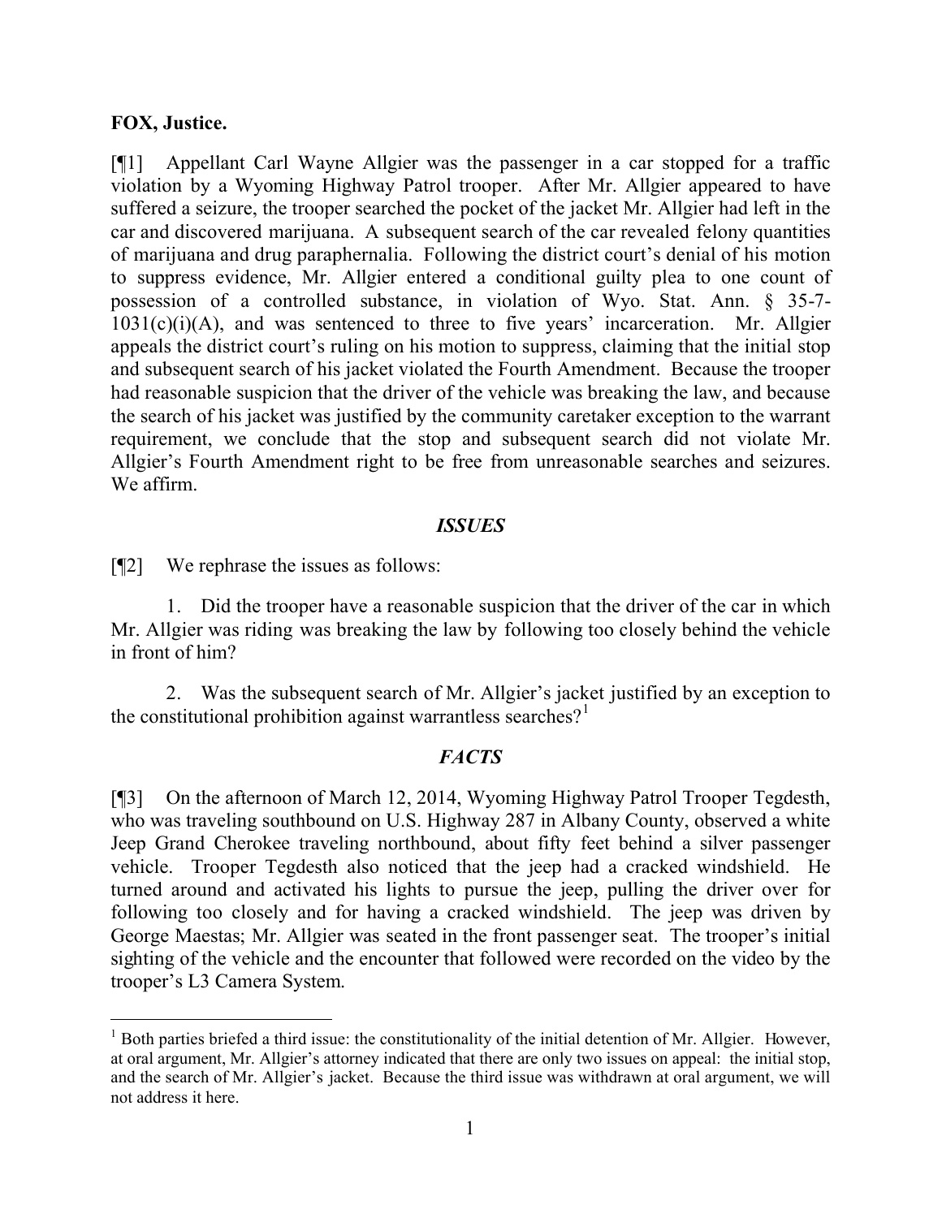**FOX, Justice.**

[¶1] Appellant Carl Wayne Allgier was the passenger in a car stopped for a traffic violation by a Wyoming Highway Patrol trooper. After Mr. Allgier appeared to have suffered a seizure, the trooper searched the pocket of the jacket Mr. Allgier had left in the car and discovered marijuana. A subsequent search of the car revealed felony quantities of marijuana and drug paraphernalia. Following the district court's denial of his motion to suppress evidence, Mr. Allgier entered a conditional guilty plea to one count of possession of a controlled substance, in violation of Wyo. Stat. Ann. § 35-7-1031(c)(i)(A), and was sentenced to three to five years' incarceration. Mr. Allgier appeals the district court's ruling on his motion to suppress, claiming that the initial stop and subsequent search of his jacket violated the Fourth Amendment. Because the trooper had reasonable suspicion that the driver of the vehicle was breaking the law, and because the search of his jacket was justified by the community caretaker exception to the warrant requirement, we conclude that the stop and subsequent search did not violate Mr. Allgier's Fourth Amendment right to be free from unreasonable searches and seizures. We affirm.

## *ISSUES*

[¶2] We rephrase the issues as follows:

1. Did the trooper have a reasonable suspicion that the driver of the car in which Mr. Allgier was riding was breaking the law by following too closely behind the vehicle in front of him?

2. Was the subsequent search of Mr. Allgier's jacket justified by an exception to the constitutional prohibition against warrantless searches?[1]

## *FACTS*

[¶3] On the afternoon of March 12, 2014, Wyoming Highway Patrol Trooper Tegdesth, who was traveling southbound on U.S. Highway 287 in Albany County, observed a white Jeep Grand Cherokee traveling northbound, about fifty feet behind a silver passenger vehicle. Trooper Tegdesth also noticed that the jeep had a cracked windshield. He turned around and activated his lights to pursue the jeep, pulling the driver over for following too closely and for having a cracked windshield. The jeep was driven by George Maestas; Mr. Allgier was seated in the front passenger seat. The trooper's initial sighting of the vehicle and the encounter that followed were recorded on the video by the trooper's L3 Camera System.

---

[1] Both parties briefed a third issue: the constitutionality of the initial detention of Mr. Allgier. However, at oral argument, Mr. Allgier's attorney indicated that there are only two issues on appeal: the initial stop, and the search of Mr. Allgier's jacket. Because the third issue was withdrawn at oral argument, we will not address it here.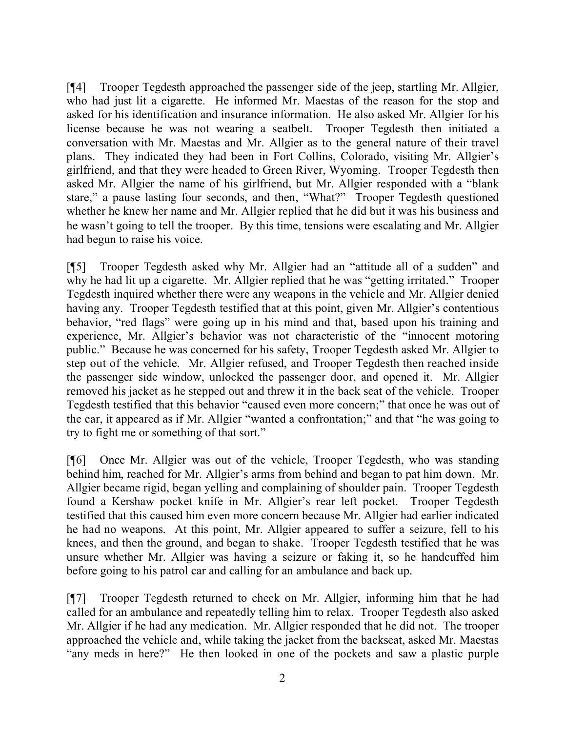[¶4] Trooper Tegdesth approached the passenger side of the jeep, startling Mr. Allgier, who had just lit a cigarette. He informed Mr. Maestas of the reason for the stop and asked for his identification and insurance information. He also asked Mr. Allgier for his license because he was not wearing a seatbelt. Trooper Tegdesth then initiated a conversation with Mr. Maestas and Mr. Allgier as to the general nature of their travel plans. They indicated they had been in Fort Collins, Colorado, visiting Mr. Allgier's girlfriend, and that they were headed to Green River, Wyoming. Trooper Tegdesth then asked Mr. Allgier the name of his girlfriend, but Mr. Allgier responded with a "blank stare," a pause lasting four seconds, and then, "What?" Trooper Tegdesth questioned whether he knew her name and Mr. Allgier replied that he did but it was his business and he wasn't going to tell the trooper. By this time, tensions were escalating and Mr. Allgier had begun to raise his voice.

[¶5] Trooper Tegdesth asked why Mr. Allgier had an "attitude all of a sudden" and why he had lit up a cigarette. Mr. Allgier replied that he was "getting irritated." Trooper Tegdesth inquired whether there were any weapons in the vehicle and Mr. Allgier denied having any. Trooper Tegdesth testified that at this point, given Mr. Allgier's contentious behavior, "red flags" were going up in his mind and that, based upon his training and experience, Mr. Allgier's behavior was not characteristic of the "innocent motoring public." Because he was concerned for his safety, Trooper Tegdesth asked Mr. Allgier to step out of the vehicle. Mr. Allgier refused, and Trooper Tegdesth then reached inside the passenger side window, unlocked the passenger door, and opened it. Mr. Allgier removed his jacket as he stepped out and threw it in the back seat of the vehicle. Trooper Tegdesth testified that this behavior "caused even more concern;" that once he was out of the car, it appeared as if Mr. Allgier "wanted a confrontation;" and that "he was going to try to fight me or something of that sort."

[¶6] Once Mr. Allgier was out of the vehicle, Trooper Tegdesth, who was standing behind him, reached for Mr. Allgier's arms from behind and began to pat him down. Mr. Allgier became rigid, began yelling and complaining of shoulder pain. Trooper Tegdesth found a Kershaw pocket knife in Mr. Allgier's rear left pocket. Trooper Tegdesth testified that this caused him even more concern because Mr. Allgier had earlier indicated he had no weapons. At this point, Mr. Allgier appeared to suffer a seizure, fell to his knees, and then the ground, and began to shake. Trooper Tegdesth testified that he was unsure whether Mr. Allgier was having a seizure or faking it, so he handcuffed him before going to his patrol car and calling for an ambulance and back up.

[¶7] Trooper Tegdesth returned to check on Mr. Allgier, informing him that he had called for an ambulance and repeatedly telling him to relax. Trooper Tegdesth also asked Mr. Allgier if he had any medication. Mr. Allgier responded that he did not. The trooper approached the vehicle and, while taking the jacket from the backseat, asked Mr. Maestas "any meds in here?" He then looked in one of the pockets and saw a plastic purple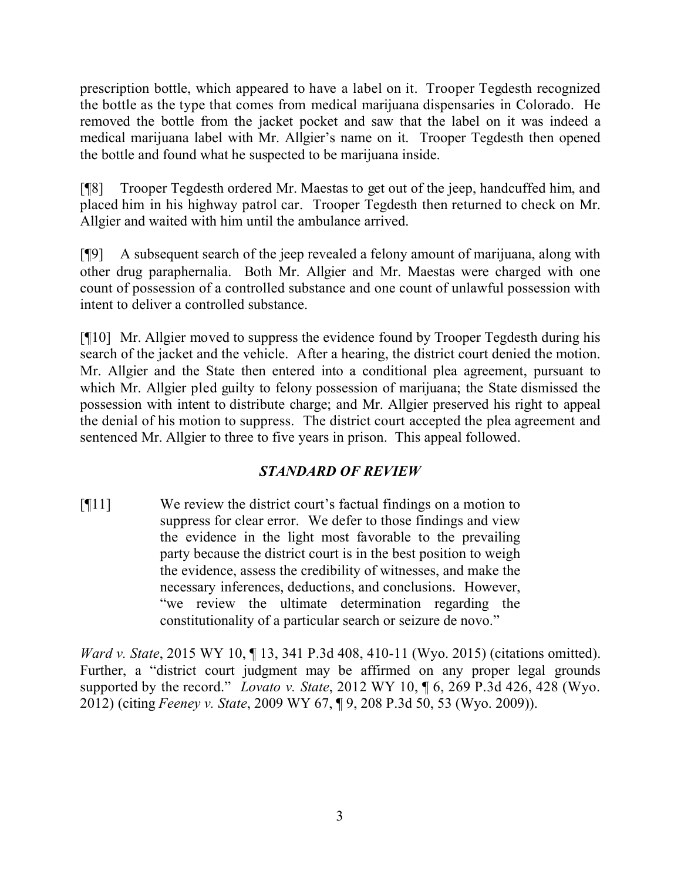prescription bottle, which appeared to have a label on it. Trooper Tegdesth recognized the bottle as the type that comes from medical marijuana dispensaries in Colorado. He removed the bottle from the jacket pocket and saw that the label on it was indeed a medical marijuana label with Mr. Allgier's name on it. Trooper Tegdesth then opened the bottle and found what he suspected to be marijuana inside.

[¶8] Trooper Tegdesth ordered Mr. Maestas to get out of the jeep, handcuffed him, and placed him in his highway patrol car. Trooper Tegdesth then returned to check on Mr. Allgier and waited with him until the ambulance arrived.

[¶9] A subsequent search of the jeep revealed a felony amount of marijuana, along with other drug paraphernalia. Both Mr. Allgier and Mr. Maestas were charged with one count of possession of a controlled substance and one count of unlawful possession with intent to deliver a controlled substance.

[¶10] Mr. Allgier moved to suppress the evidence found by Trooper Tegdesth during his search of the jacket and the vehicle. After a hearing, the district court denied the motion. Mr. Allgier and the State then entered into a conditional plea agreement, pursuant to which Mr. Allgier pled guilty to felony possession of marijuana; the State dismissed the possession with intent to distribute charge; and Mr. Allgier preserved his right to appeal the denial of his motion to suppress. The district court accepted the plea agreement and sentenced Mr. Allgier to three to five years in prison. This appeal followed.

### *STANDARD OF REVIEW*

[¶11]

> We review the district court's factual findings on a motion to suppress for clear error. We defer to those findings and view the evidence in the light most favorable to the prevailing party because the district court is in the best position to weigh the evidence, assess the credibility of witnesses, and make the necessary inferences, deductions, and conclusions. However, "we review the ultimate determination regarding the constitutionality of a particular search or seizure de novo."

*Ward v. State*, 2015 WY 10, ¶ 13, 341 P.3d 408, 410-11 (Wyo. 2015) (citations omitted). Further, a "district court judgment may be affirmed on any proper legal grounds supported by the record." *Lovato v. State*, 2012 WY 10, ¶ 6, 269 P.3d 426, 428 (Wyo. 2012) (citing *Feeney v. State*, 2009 WY 67, ¶ 9, 208 P.3d 50, 53 (Wyo. 2009)).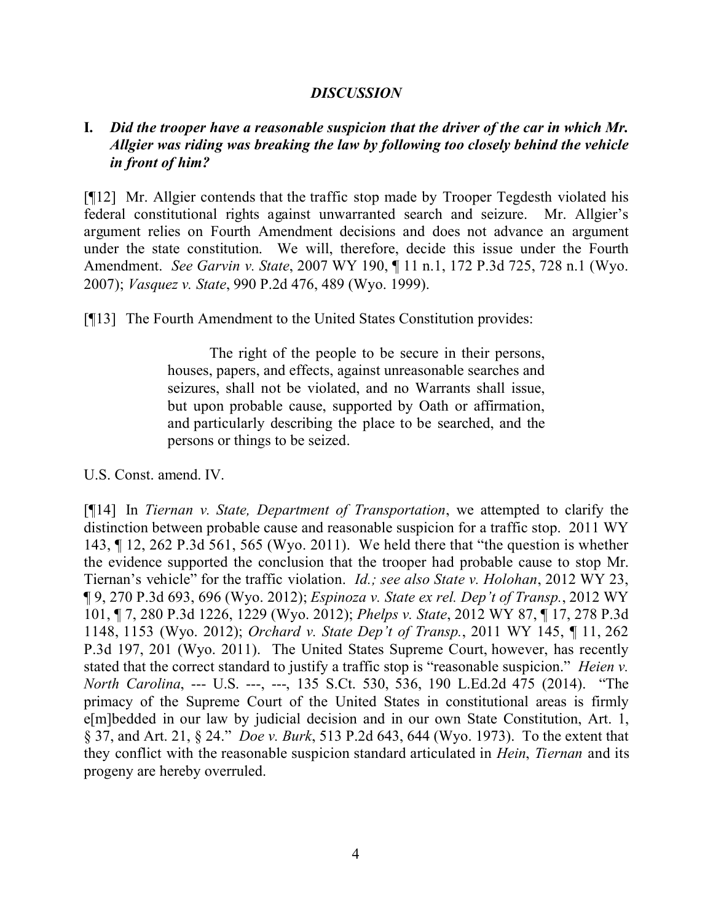## *DISCUSSION*

**I.** ***Did the trooper have a reasonable suspicion that the driver of the car in which Mr. Allgier was riding was breaking the law by following too closely behind the vehicle in front of him?***

[¶12] Mr. Allgier contends that the traffic stop made by Trooper Tegdesth violated his federal constitutional rights against unwarranted search and seizure. Mr. Allgier's argument relies on Fourth Amendment decisions and does not advance an argument under the state constitution. We will, therefore, decide this issue under the Fourth Amendment. *See Garvin v. State*, 2007 WY 190, ¶ 11 n.1, 172 P.3d 725, 728 n.1 (Wyo. 2007); *Vasquez v. State*, 990 P.2d 476, 489 (Wyo. 1999).

[¶13] The Fourth Amendment to the United States Constitution provides:

> The right of the people to be secure in their persons, houses, papers, and effects, against unreasonable searches and seizures, shall not be violated, and no Warrants shall issue, but upon probable cause, supported by Oath or affirmation, and particularly describing the place to be searched, and the persons or things to be seized.

U.S. Const. amend. IV.

[¶14] In *Tiernan v. State, Department of Transportation*, we attempted to clarify the distinction between probable cause and reasonable suspicion for a traffic stop. 2011 WY 143, ¶ 12, 262 P.3d 561, 565 (Wyo. 2011). We held there that "the question is whether the evidence supported the conclusion that the trooper had probable cause to stop Mr. Tiernan's vehicle" for the traffic violation. *Id.; see also State v. Holohan*, 2012 WY 23, ¶ 9, 270 P.3d 693, 696 (Wyo. 2012); *Espinoza v. State ex rel. Dep't of Transp.*, 2012 WY 101, ¶ 7, 280 P.3d 1226, 1229 (Wyo. 2012); *Phelps v. State*, 2012 WY 87, ¶ 17, 278 P.3d 1148, 1153 (Wyo. 2012); *Orchard v. State Dep't of Transp.*, 2011 WY 145, ¶ 11, 262 P.3d 197, 201 (Wyo. 2011). The United States Supreme Court, however, has recently stated that the correct standard to justify a traffic stop is "reasonable suspicion." *Heien v. North Carolina*, --- U.S. ---, ---, 135 S.Ct. 530, 536, 190 L.Ed.2d 475 (2014). "The primacy of the Supreme Court of the United States in constitutional areas is firmly e[m]bedded in our law by judicial decision and in our own State Constitution, Art. 1, § 37, and Art. 21, § 24." *Doe v. Burk*, 513 P.2d 643, 644 (Wyo. 1973). To the extent that they conflict with the reasonable suspicion standard articulated in *Hein*, *Tiernan* and its progeny are hereby overruled.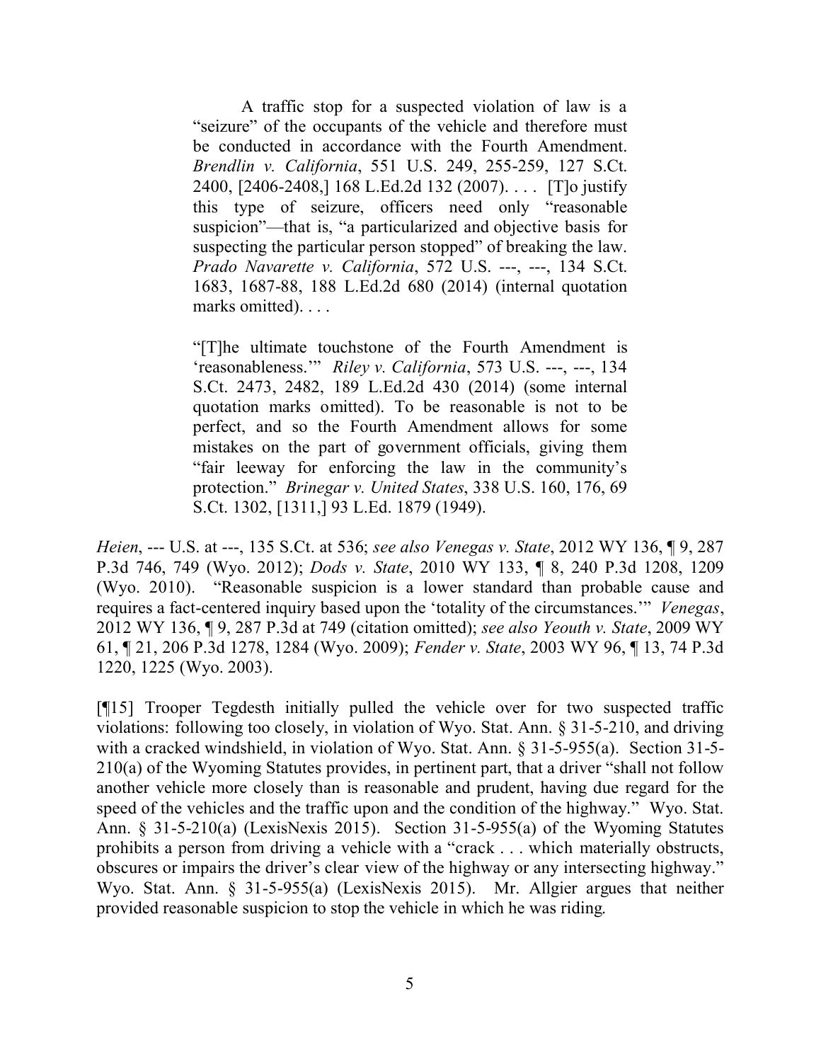> A traffic stop for a suspected violation of law is a "seizure" of the occupants of the vehicle and therefore must be conducted in accordance with the Fourth Amendment. *Brendlin v. California*, 551 U.S. 249, 255-259, 127 S.Ct. 2400, [2406-2408,] 168 L.Ed.2d 132 (2007). . . . [T]o justify this type of seizure, officers need only "reasonable suspicion"—that is, "a particularized and objective basis for suspecting the particular person stopped" of breaking the law. *Prado Navarette v. California*, 572 U.S. ---, ---, 134 S.Ct. 1683, 1687-88, 188 L.Ed.2d 680 (2014) (internal quotation marks omitted). . . .
>
> "[T]he ultimate touchstone of the Fourth Amendment is 'reasonableness.'" *Riley v. California*, 573 U.S. ---, ---, 134 S.Ct. 2473, 2482, 189 L.Ed.2d 430 (2014) (some internal quotation marks omitted). To be reasonable is not to be perfect, and so the Fourth Amendment allows for some mistakes on the part of government officials, giving them "fair leeway for enforcing the law in the community's protection." *Brinegar v. United States*, 338 U.S. 160, 176, 69 S.Ct. 1302, [1311,] 93 L.Ed. 1879 (1949).

*Heien*, --- U.S. at ---, 135 S.Ct. at 536; *see also Venegas v. State*, 2012 WY 136, ¶ 9, 287 P.3d 746, 749 (Wyo. 2012); *Dods v. State*, 2010 WY 133, ¶ 8, 240 P.3d 1208, 1209 (Wyo. 2010). "Reasonable suspicion is a lower standard than probable cause and requires a fact-centered inquiry based upon the 'totality of the circumstances.'" *Venegas*, 2012 WY 136, ¶ 9, 287 P.3d at 749 (citation omitted); *see also Yeouth v. State*, 2009 WY 61, ¶ 21, 206 P.3d 1278, 1284 (Wyo. 2009); *Fender v. State*, 2003 WY 96, ¶ 13, 74 P.3d 1220, 1225 (Wyo. 2003).

[¶15] Trooper Tegdesth initially pulled the vehicle over for two suspected traffic violations: following too closely, in violation of Wyo. Stat. Ann. § 31-5-210, and driving with a cracked windshield, in violation of Wyo. Stat. Ann. § 31-5-955(a). Section 31-5-210(a) of the Wyoming Statutes provides, in pertinent part, that a driver "shall not follow another vehicle more closely than is reasonable and prudent, having due regard for the speed of the vehicles and the traffic upon and the condition of the highway." Wyo. Stat. Ann. § 31-5-210(a) (LexisNexis 2015). Section 31-5-955(a) of the Wyoming Statutes prohibits a person from driving a vehicle with a "crack . . . which materially obstructs, obscures or impairs the driver's clear view of the highway or any intersecting highway." Wyo. Stat. Ann. § 31-5-955(a) (LexisNexis 2015). Mr. Allgier argues that neither provided reasonable suspicion to stop the vehicle in which he was riding.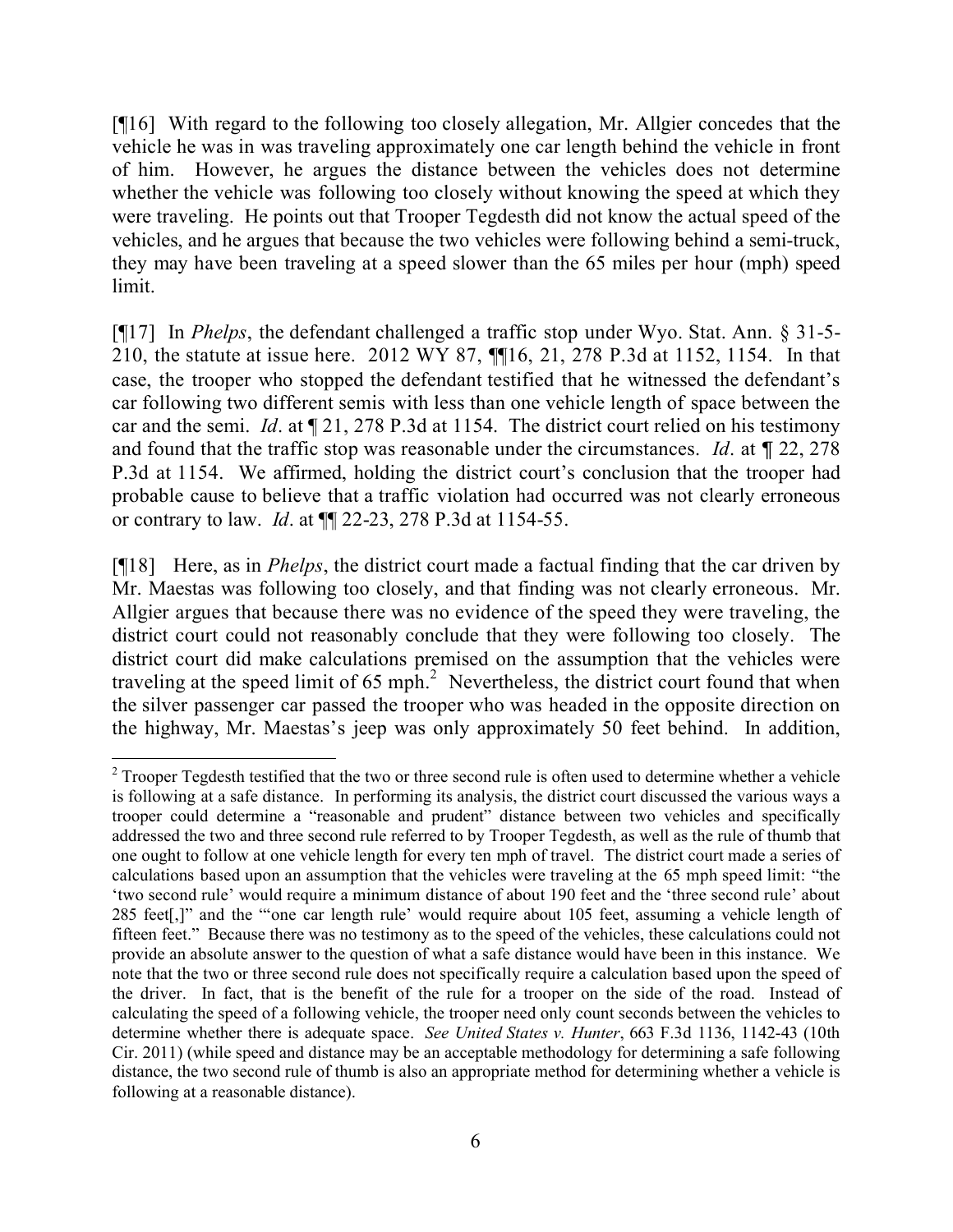[¶16] With regard to the following too closely allegation, Mr. Allgier concedes that the vehicle he was in was traveling approximately one car length behind the vehicle in front of him. However, he argues the distance between the vehicles does not determine whether the vehicle was following too closely without knowing the speed at which they were traveling. He points out that Trooper Tegdesth did not know the actual speed of the vehicles, and he argues that because the two vehicles were following behind a semi-truck, they may have been traveling at a speed slower than the 65 miles per hour (mph) speed limit.

[¶17] In *Phelps*, the defendant challenged a traffic stop under Wyo. Stat. Ann. § 31-5-210, the statute at issue here. 2012 WY 87, ¶¶16, 21, 278 P.3d at 1152, 1154. In that case, the trooper who stopped the defendant testified that he witnessed the defendant's car following two different semis with less than one vehicle length of space between the car and the semi. *Id*. at ¶ 21, 278 P.3d at 1154. The district court relied on his testimony and found that the traffic stop was reasonable under the circumstances. *Id*. at ¶ 22, 278 P.3d at 1154. We affirmed, holding the district court's conclusion that the trooper had probable cause to believe that a traffic violation had occurred was not clearly erroneous or contrary to law. *Id*. at ¶¶ 22-23, 278 P.3d at 1154-55.

[¶18] Here, as in *Phelps*, the district court made a factual finding that the car driven by Mr. Maestas was following too closely, and that finding was not clearly erroneous. Mr. Allgier argues that because there was no evidence of the speed they were traveling, the district court could not reasonably conclude that they were following too closely. The district court did make calculations premised on the assumption that the vehicles were traveling at the speed limit of 65 mph.[2] Nevertheless, the district court found that when the silver passenger car passed the trooper who was headed in the opposite direction on the highway, Mr. Maestas's jeep was only approximately 50 feet behind. In addition,

---

[2] Trooper Tegdesth testified that the two or three second rule is often used to determine whether a vehicle is following at a safe distance. In performing its analysis, the district court discussed the various ways a trooper could determine a "reasonable and prudent" distance between two vehicles and specifically addressed the two and three second rule referred to by Trooper Tegdesth, as well as the rule of thumb that one ought to follow at one vehicle length for every ten mph of travel. The district court made a series of calculations based upon an assumption that the vehicles were traveling at the 65 mph speed limit: "the 'two second rule' would require a minimum distance of about 190 feet and the 'three second rule' about 285 feet[,]" and the "'one car length rule' would require about 105 feet, assuming a vehicle length of fifteen feet." Because there was no testimony as to the speed of the vehicles, these calculations could not provide an absolute answer to the question of what a safe distance would have been in this instance. We note that the two or three second rule does not specifically require a calculation based upon the speed of the driver. In fact, that is the benefit of the rule for a trooper on the side of the road. Instead of calculating the speed of a following vehicle, the trooper need only count seconds between the vehicles to determine whether there is adequate space. *See United States v. Hunter*, 663 F.3d 1136, 1142-43 (10th Cir. 2011) (while speed and distance may be an acceptable methodology for determining a safe following distance, the two second rule of thumb is also an appropriate method for determining whether a vehicle is following at a reasonable distance).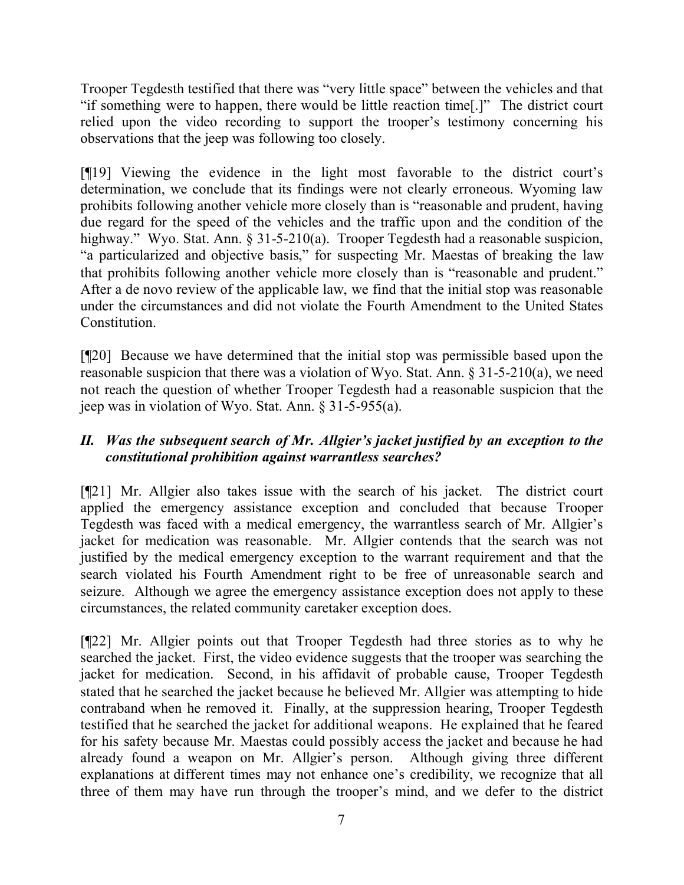Trooper Tegdesth testified that there was "very little space" between the vehicles and that "if something were to happen, there would be little reaction time[.]" The district court relied upon the video recording to support the trooper's testimony concerning his observations that the jeep was following too closely.

[¶19] Viewing the evidence in the light most favorable to the district court's determination, we conclude that its findings were not clearly erroneous. Wyoming law prohibits following another vehicle more closely than is "reasonable and prudent, having due regard for the speed of the vehicles and the traffic upon and the condition of the highway." Wyo. Stat. Ann. § 31-5-210(a). Trooper Tegdesth had a reasonable suspicion, "a particularized and objective basis," for suspecting Mr. Maestas of breaking the law that prohibits following another vehicle more closely than is "reasonable and prudent." After a de novo review of the applicable law, we find that the initial stop was reasonable under the circumstances and did not violate the Fourth Amendment to the United States Constitution.

[¶20] Because we have determined that the initial stop was permissible based upon the reasonable suspicion that there was a violation of Wyo. Stat. Ann. § 31-5-210(a), we need not reach the question of whether Trooper Tegdesth had a reasonable suspicion that the jeep was in violation of Wyo. Stat. Ann. § 31-5-955(a).

### *II. Was the subsequent search of Mr. Allgier's jacket justified by an exception to the constitutional prohibition against warrantless searches?*

[¶21] Mr. Allgier also takes issue with the search of his jacket. The district court applied the emergency assistance exception and concluded that because Trooper Tegdesth was faced with a medical emergency, the warrantless search of Mr. Allgier's jacket for medication was reasonable. Mr. Allgier contends that the search was not justified by the medical emergency exception to the warrant requirement and that the search violated his Fourth Amendment right to be free of unreasonable search and seizure. Although we agree the emergency assistance exception does not apply to these circumstances, the related community caretaker exception does.

[¶22] Mr. Allgier points out that Trooper Tegdesth had three stories as to why he searched the jacket. First, the video evidence suggests that the trooper was searching the jacket for medication. Second, in his affidavit of probable cause, Trooper Tegdesth stated that he searched the jacket because he believed Mr. Allgier was attempting to hide contraband when he removed it. Finally, at the suppression hearing, Trooper Tegdesth testified that he searched the jacket for additional weapons. He explained that he feared for his safety because Mr. Maestas could possibly access the jacket and because he had already found a weapon on Mr. Allgier's person. Although giving three different explanations at different times may not enhance one's credibility, we recognize that all three of them may have run through the trooper's mind, and we defer to the district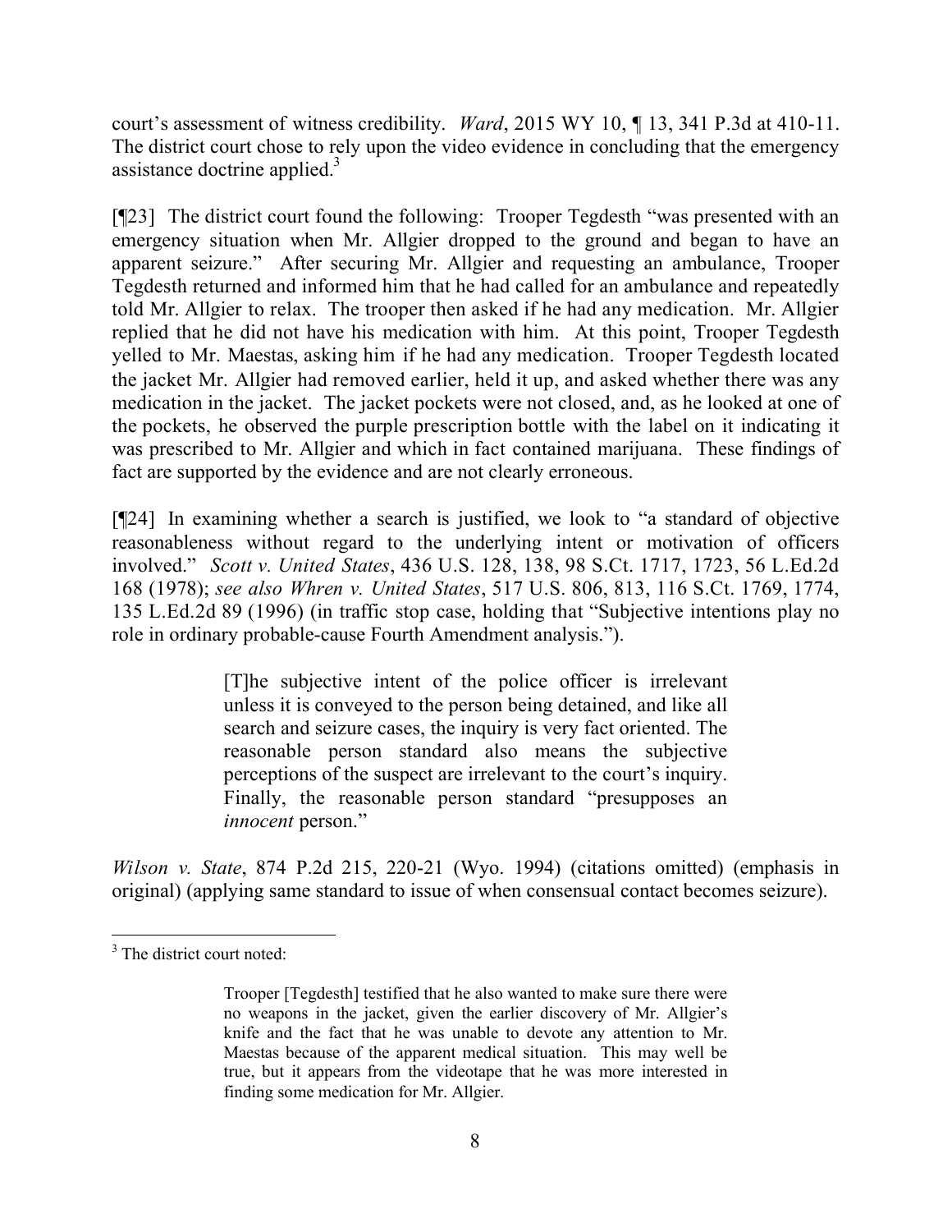court's assessment of witness credibility. *Ward*, 2015 WY 10, ¶ 13, 341 P.3d at 410-11. The district court chose to rely upon the video evidence in concluding that the emergency assistance doctrine applied.[3]

[¶23] The district court found the following: Trooper Tegdesth "was presented with an emergency situation when Mr. Allgier dropped to the ground and began to have an apparent seizure." After securing Mr. Allgier and requesting an ambulance, Trooper Tegdesth returned and informed him that he had called for an ambulance and repeatedly told Mr. Allgier to relax. The trooper then asked if he had any medication. Mr. Allgier replied that he did not have his medication with him. At this point, Trooper Tegdesth yelled to Mr. Maestas, asking him if he had any medication. Trooper Tegdesth located the jacket Mr. Allgier had removed earlier, held it up, and asked whether there was any medication in the jacket. The jacket pockets were not closed, and, as he looked at one of the pockets, he observed the purple prescription bottle with the label on it indicating it was prescribed to Mr. Allgier and which in fact contained marijuana. These findings of fact are supported by the evidence and are not clearly erroneous.

[¶24] In examining whether a search is justified, we look to "a standard of objective reasonableness without regard to the underlying intent or motivation of officers involved." *Scott v. United States*, 436 U.S. 128, 138, 98 S.Ct. 1717, 1723, 56 L.Ed.2d 168 (1978); *see also Whren v. United States*, 517 U.S. 806, 813, 116 S.Ct. 1769, 1774, 135 L.Ed.2d 89 (1996) (in traffic stop case, holding that "Subjective intentions play no role in ordinary probable-cause Fourth Amendment analysis.").

> [T]he subjective intent of the police officer is irrelevant unless it is conveyed to the person being detained, and like all search and seizure cases, the inquiry is very fact oriented. The reasonable person standard also means the subjective perceptions of the suspect are irrelevant to the court's inquiry. Finally, the reasonable person standard "presupposes an *innocent* person."

*Wilson v. State*, 874 P.2d 215, 220-21 (Wyo. 1994) (citations omitted) (emphasis in original) (applying same standard to issue of when consensual contact becomes seizure).

---

[3] The district court noted:

> Trooper [Tegdesth] testified that he also wanted to make sure there were no weapons in the jacket, given the earlier discovery of Mr. Allgier's knife and the fact that he was unable to devote any attention to Mr. Maestas because of the apparent medical situation. This may well be true, but it appears from the videotape that he was more interested in finding some medication for Mr. Allgier.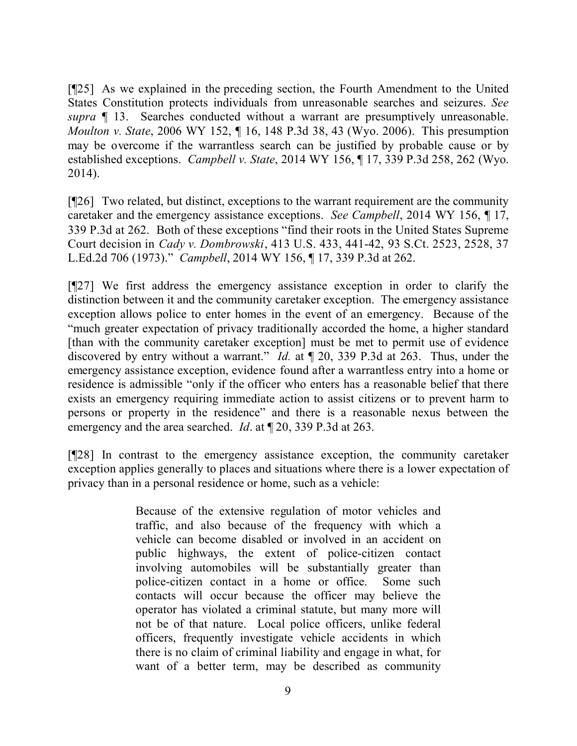[¶25] As we explained in the preceding section, the Fourth Amendment to the United States Constitution protects individuals from unreasonable searches and seizures. *See supra* ¶ 13. Searches conducted without a warrant are presumptively unreasonable. *Moulton v. State*, 2006 WY 152, ¶ 16, 148 P.3d 38, 43 (Wyo. 2006). This presumption may be overcome if the warrantless search can be justified by probable cause or by established exceptions. *Campbell v. State*, 2014 WY 156, ¶ 17, 339 P.3d 258, 262 (Wyo. 2014).

[¶26] Two related, but distinct, exceptions to the warrant requirement are the community caretaker and the emergency assistance exceptions. *See Campbell*, 2014 WY 156, ¶ 17, 339 P.3d at 262. Both of these exceptions "find their roots in the United States Supreme Court decision in *Cady v. Dombrowski*, 413 U.S. 433, 441-42, 93 S.Ct. 2523, 2528, 37 L.Ed.2d 706 (1973)." *Campbell*, 2014 WY 156, ¶ 17, 339 P.3d at 262.

[¶27] We first address the emergency assistance exception in order to clarify the distinction between it and the community caretaker exception. The emergency assistance exception allows police to enter homes in the event of an emergency. Because of the "much greater expectation of privacy traditionally accorded the home, a higher standard [than with the community caretaker exception] must be met to permit use of evidence discovered by entry without a warrant." *Id.* at ¶ 20, 339 P.3d at 263. Thus, under the emergency assistance exception, evidence found after a warrantless entry into a home or residence is admissible "only if the officer who enters has a reasonable belief that there exists an emergency requiring immediate action to assist citizens or to prevent harm to persons or property in the residence" and there is a reasonable nexus between the emergency and the area searched. *Id*. at ¶ 20, 339 P.3d at 263.

[¶28] In contrast to the emergency assistance exception, the community caretaker exception applies generally to places and situations where there is a lower expectation of privacy than in a personal residence or home, such as a vehicle:

> Because of the extensive regulation of motor vehicles and traffic, and also because of the frequency with which a vehicle can become disabled or involved in an accident on public highways, the extent of police-citizen contact involving automobiles will be substantially greater than police-citizen contact in a home or office. Some such contacts will occur because the officer may believe the operator has violated a criminal statute, but many more will not be of that nature. Local police officers, unlike federal officers, frequently investigate vehicle accidents in which there is no claim of criminal liability and engage in what, for want of a better term, may be described as community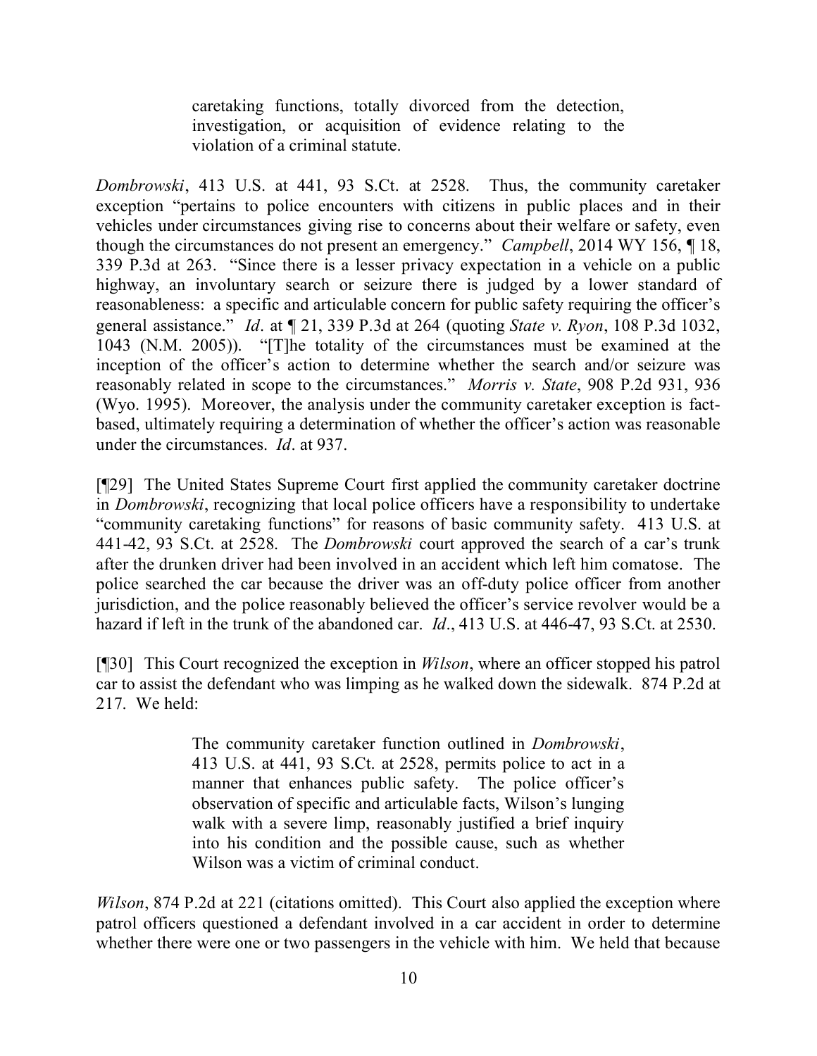> caretaking functions, totally divorced from the detection, investigation, or acquisition of evidence relating to the violation of a criminal statute.

*Dombrowski*, 413 U.S. at 441, 93 S.Ct. at 2528. Thus, the community caretaker exception "pertains to police encounters with citizens in public places and in their vehicles under circumstances giving rise to concerns about their welfare or safety, even though the circumstances do not present an emergency." *Campbell*, 2014 WY 156, ¶ 18, 339 P.3d at 263. "Since there is a lesser privacy expectation in a vehicle on a public highway, an involuntary search or seizure there is judged by a lower standard of reasonableness: a specific and articulable concern for public safety requiring the officer's general assistance." *Id*. at ¶ 21, 339 P.3d at 264 (quoting *State v. Ryon*, 108 P.3d 1032, 1043 (N.M. 2005)). "[T]he totality of the circumstances must be examined at the inception of the officer's action to determine whether the search and/or seizure was reasonably related in scope to the circumstances." *Morris v. State*, 908 P.2d 931, 936 (Wyo. 1995). Moreover, the analysis under the community caretaker exception is fact-based, ultimately requiring a determination of whether the officer's action was reasonable under the circumstances. *Id*. at 937.

[¶29] The United States Supreme Court first applied the community caretaker doctrine in *Dombrowski*, recognizing that local police officers have a responsibility to undertake "community caretaking functions" for reasons of basic community safety. 413 U.S. at 441-42, 93 S.Ct. at 2528. The *Dombrowski* court approved the search of a car's trunk after the drunken driver had been involved in an accident which left him comatose. The police searched the car because the driver was an off-duty police officer from another jurisdiction, and the police reasonably believed the officer's service revolver would be a hazard if left in the trunk of the abandoned car. *Id*., 413 U.S. at 446-47, 93 S.Ct. at 2530.

[¶30] This Court recognized the exception in *Wilson*, where an officer stopped his patrol car to assist the defendant who was limping as he walked down the sidewalk. 874 P.2d at 217. We held:

> The community caretaker function outlined in *Dombrowski*, 413 U.S. at 441, 93 S.Ct. at 2528, permits police to act in a manner that enhances public safety. The police officer's observation of specific and articulable facts, Wilson's lunging walk with a severe limp, reasonably justified a brief inquiry into his condition and the possible cause, such as whether Wilson was a victim of criminal conduct.

*Wilson*, 874 P.2d at 221 (citations omitted). This Court also applied the exception where patrol officers questioned a defendant involved in a car accident in order to determine whether there were one or two passengers in the vehicle with him. We held that because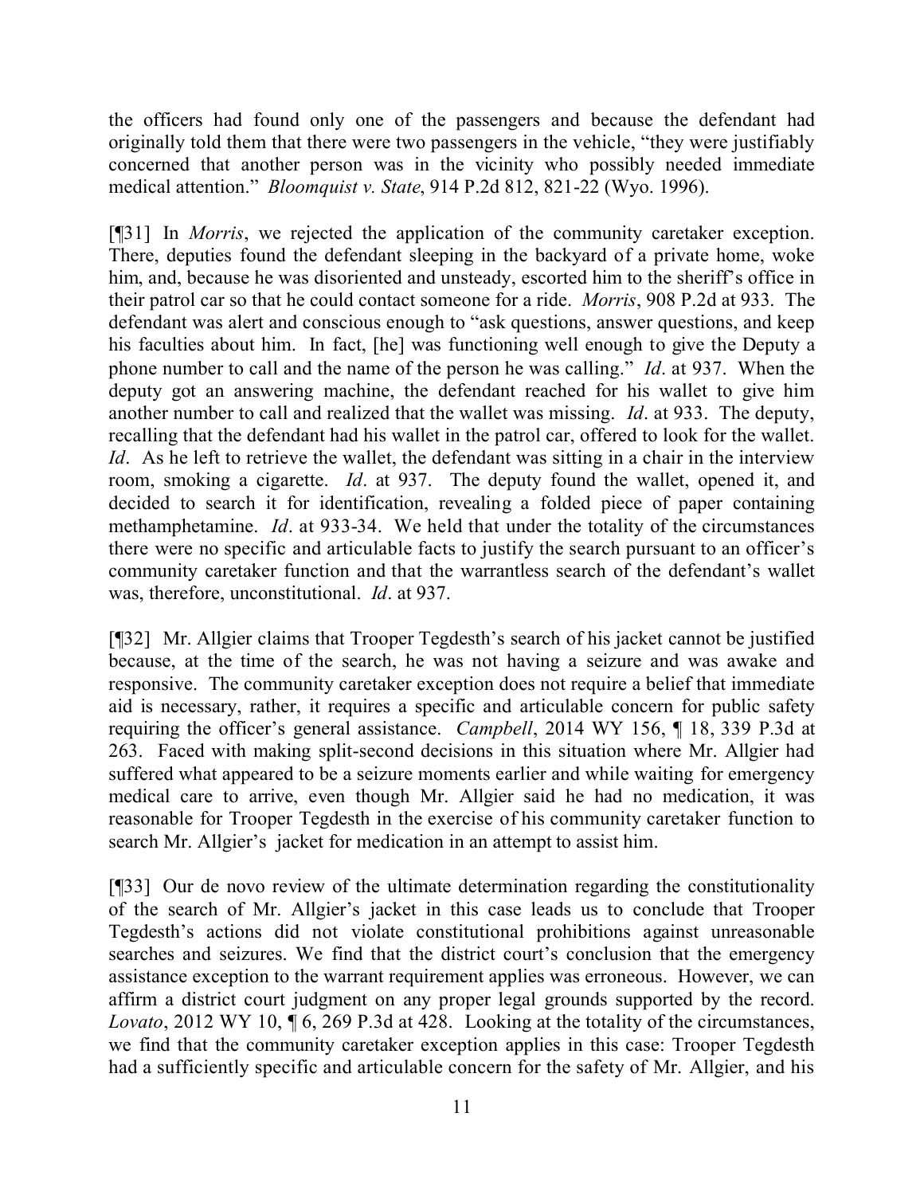the officers had found only one of the passengers and because the defendant had originally told them that there were two passengers in the vehicle, "they were justifiably concerned that another person was in the vicinity who possibly needed immediate medical attention." *Bloomquist v. State*, 914 P.2d 812, 821-22 (Wyo. 1996).

[¶31] In *Morris*, we rejected the application of the community caretaker exception. There, deputies found the defendant sleeping in the backyard of a private home, woke him, and, because he was disoriented and unsteady, escorted him to the sheriff's office in their patrol car so that he could contact someone for a ride. *Morris*, 908 P.2d at 933. The defendant was alert and conscious enough to "ask questions, answer questions, and keep his faculties about him. In fact, [he] was functioning well enough to give the Deputy a phone number to call and the name of the person he was calling." *Id*. at 937. When the deputy got an answering machine, the defendant reached for his wallet to give him another number to call and realized that the wallet was missing. *Id*. at 933. The deputy, recalling that the defendant had his wallet in the patrol car, offered to look for the wallet. *Id*. As he left to retrieve the wallet, the defendant was sitting in a chair in the interview room, smoking a cigarette. *Id*. at 937. The deputy found the wallet, opened it, and decided to search it for identification, revealing a folded piece of paper containing methamphetamine. *Id*. at 933-34. We held that under the totality of the circumstances there were no specific and articulable facts to justify the search pursuant to an officer's community caretaker function and that the warrantless search of the defendant's wallet was, therefore, unconstitutional. *Id*. at 937.

[¶32] Mr. Allgier claims that Trooper Tegdesth's search of his jacket cannot be justified because, at the time of the search, he was not having a seizure and was awake and responsive. The community caretaker exception does not require a belief that immediate aid is necessary, rather, it requires a specific and articulable concern for public safety requiring the officer's general assistance. *Campbell*, 2014 WY 156, ¶ 18, 339 P.3d at 263. Faced with making split-second decisions in this situation where Mr. Allgier had suffered what appeared to be a seizure moments earlier and while waiting for emergency medical care to arrive, even though Mr. Allgier said he had no medication, it was reasonable for Trooper Tegdesth in the exercise of his community caretaker function to search Mr. Allgier's jacket for medication in an attempt to assist him.

[¶33] Our de novo review of the ultimate determination regarding the constitutionality of the search of Mr. Allgier's jacket in this case leads us to conclude that Trooper Tegdesth's actions did not violate constitutional prohibitions against unreasonable searches and seizures. We find that the district court's conclusion that the emergency assistance exception to the warrant requirement applies was erroneous. However, we can affirm a district court judgment on any proper legal grounds supported by the record. *Lovato*, 2012 WY 10, ¶ 6, 269 P.3d at 428. Looking at the totality of the circumstances, we find that the community caretaker exception applies in this case: Trooper Tegdesth had a sufficiently specific and articulable concern for the safety of Mr. Allgier, and his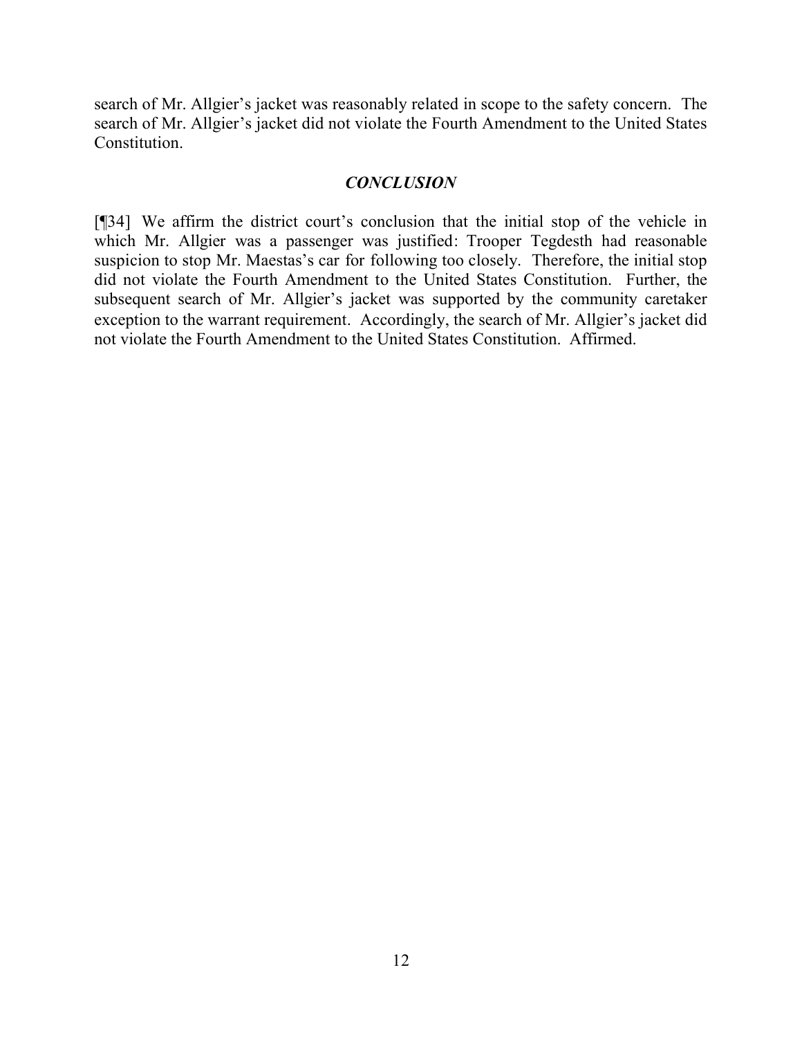search of Mr. Allgier's jacket was reasonably related in scope to the safety concern. The search of Mr. Allgier's jacket did not violate the Fourth Amendment to the United States Constitution.

### *CONCLUSION*

[¶34] We affirm the district court's conclusion that the initial stop of the vehicle in which Mr. Allgier was a passenger was justified: Trooper Tegdesth had reasonable suspicion to stop Mr. Maestas's car for following too closely. Therefore, the initial stop did not violate the Fourth Amendment to the United States Constitution. Further, the subsequent search of Mr. Allgier's jacket was supported by the community caretaker exception to the warrant requirement. Accordingly, the search of Mr. Allgier's jacket did not violate the Fourth Amendment to the United States Constitution. Affirmed.